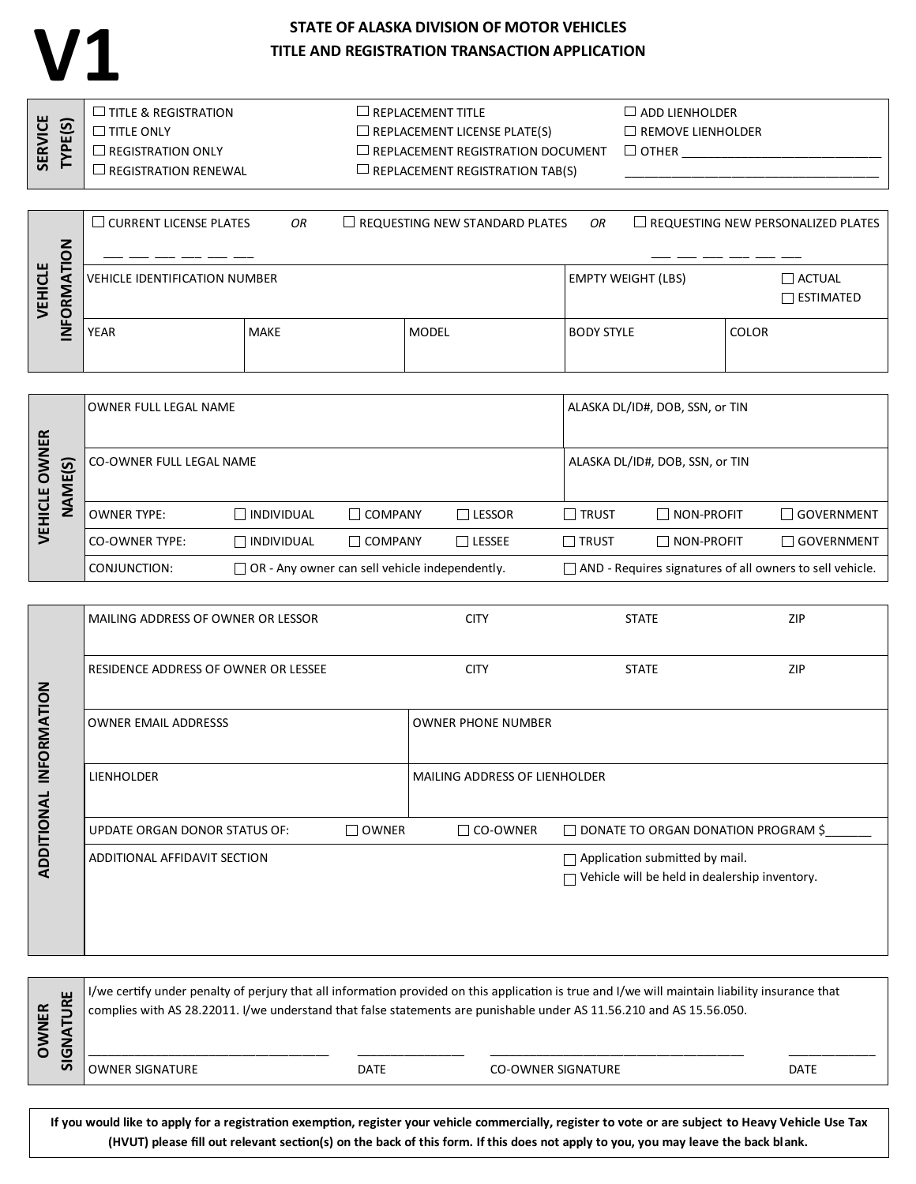# V1

## STATE OF ALASKA DIVISION OF MOTOR VEHICLES
## TITLE AND REGISTRATION TRANSACTION APPLICATION

### SERVICE TYPE(S)

| | | |
|---|---|---|
| ☐ TITLE & REGISTRATION | ☐ REPLACEMENT TITLE | ☐ ADD LIENHOLDER |
| ☐ TITLE ONLY | ☐ REPLACEMENT LICENSE PLATE(S) | ☐ REMOVE LIENHOLDER |
| ☐ REGISTRATION ONLY | ☐ REPLACEMENT REGISTRATION DOCUMENT | ☐ OTHER ____________________________ |
| ☐ REGISTRATION RENEWAL | ☐ REPLACEMENT REGISTRATION TAB(S) | ____________________________________ |

### VEHICLE INFORMATION

☐ CURRENT LICENSE PLATES ___ ___ ___ ___ ___ ___ *OR* ☐ REQUESTING NEW STANDARD PLATES *OR* ☐ REQUESTING NEW PERSONALIZED PLATES ___ ___ ___ ___ ___ ___

| VEHICLE IDENTIFICATION NUMBER | | | EMPTY WEIGHT (LBS) | ☐ ACTUAL ☐ ESTIMATED |
|---|---|---|---|---|
| YEAR | MAKE | MODEL | BODY STYLE | COLOR |
| | | | | |

### VEHICLE OWNER NAME(S)

| | |
|---|---|
| OWNER FULL LEGAL NAME | ALASKA DL/ID#, DOB, SSN, or TIN |
| CO-OWNER FULL LEGAL NAME | ALASKA DL/ID#, DOB, SSN, or TIN |

| | | | | | | |
|---|---|---|---|---|---|---|
| OWNER TYPE: | ☐ INDIVIDUAL | ☐ COMPANY | ☐ LESSOR | ☐ TRUST | ☐ NON-PROFIT | ☐ GOVERNMENT |
| CO-OWNER TYPE: | ☐ INDIVIDUAL | ☐ COMPANY | ☐ LESSEE | ☐ TRUST | ☐ NON-PROFIT | ☐ GOVERNMENT |

CONJUNCTION: ☐ OR - Any owner can sell vehicle independently. ☐ AND - Requires signatures of all owners to sell vehicle.

### ADDITIONAL INFORMATION

| | | | |
|---|---|---|---|
| MAILING ADDRESS OF OWNER OR LESSOR | CITY | STATE | ZIP |
| RESIDENCE ADDRESS OF OWNER OR LESSEE | CITY | STATE | ZIP |

| | |
|---|---|
| OWNER EMAIL ADDRESSS | OWNER PHONE NUMBER |
| LIENHOLDER | MAILING ADDRESS OF LIENHOLDER |

UPDATE ORGAN DONOR STATUS OF: ☐ OWNER ☐ CO-OWNER ☐ DONATE TO ORGAN DONATION PROGRAM $_______

ADDITIONAL AFFIDAVIT SECTION

☐ Application submitted by mail.
☐ Vehicle will be held in dealership inventory.

### OWNER SIGNATURE

I/we certify under penalty of perjury that all information provided on this application is true and I/we will maintain liability insurance that complies with AS 28.22011. I/we understand that false statements are punishable under AS 11.56.210 and AS 15.56.050.

| | | | |
|---|---|---|---|
| ______________________________ | ______________ | __________________________________ | ____________ |
| OWNER SIGNATURE | DATE | CO-OWNER SIGNATURE | DATE |

**If you would like to apply for a registration exemption, register your vehicle commercially, register to vote or are subject to Heavy Vehicle Use Tax (HVUT) please fill out relevant section(s) on the back of this form. If this does not apply to you, you may leave the back blank.**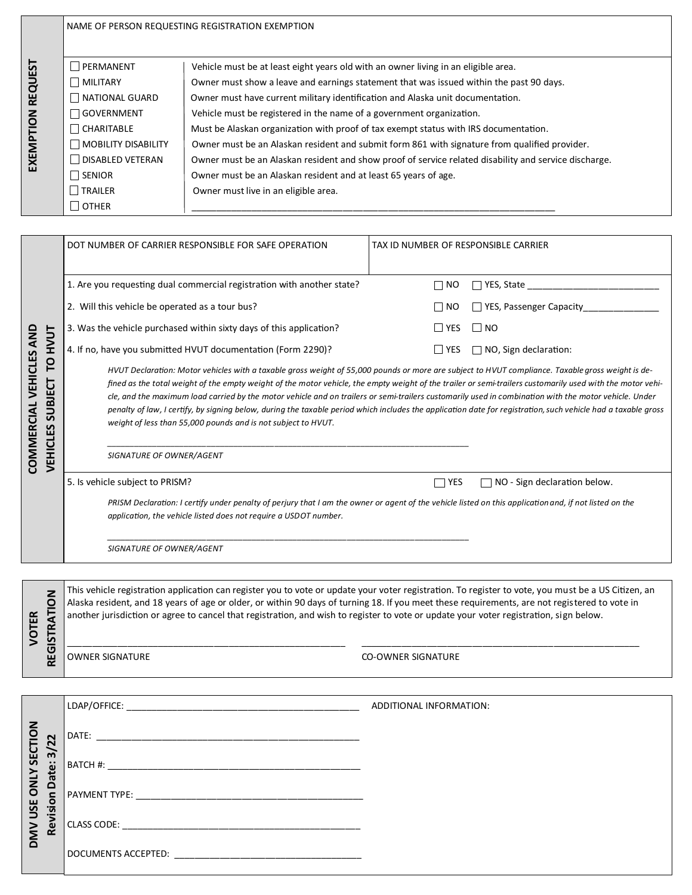## EXEMPTION REQUEST

NAME OF PERSON REQUESTING REGISTRATION EXEMPTION

| | |
|---|---|
| ☐ PERMANENT | Vehicle must be at least eight years old with an owner living in an eligible area. |
| ☐ MILITARY | Owner must show a leave and earnings statement that was issued within the past 90 days. |
| ☐ NATIONAL GUARD | Owner must have current military identification and Alaska unit documentation. |
| ☐ GOVERNMENT | Vehicle must be registered in the name of a government organization. |
| ☐ CHARITABLE | Must be Alaskan organization with proof of tax exempt status with IRS documentation. |
| ☐ MOBILITY DISABILITY | Owner must be an Alaskan resident and submit form 861 with signature from qualified provider. |
| ☐ DISABLED VETERAN | Owner must be an Alaskan resident and show proof of service related disability and service discharge. |
| ☐ SENIOR | Owner must be an Alaskan resident and at least 65 years of age. |
| ☐ TRAILER | Owner must live in an eligible area. |
| ☐ OTHER | ______________________________________________ |

## COMMERCIAL VEHICLES AND VEHICLES SUBJECT TO HVUT

| DOT NUMBER OF CARRIER RESPONSIBLE FOR SAFE OPERATION | TAX ID NUMBER OF RESPONSIBLE CARRIER |
|---|---|
| | |

1. Are you requesting dual commercial registration with another state? ☐ NO ☐ YES, State ____________________

2. Will this vehicle be operated as a tour bus? ☐ NO ☐ YES, Passenger Capacity______________

3. Was the vehicle purchased within sixty days of this application? ☐ YES ☐ NO

4. If no, have you submitted HVUT documentation (Form 2290)? ☐ YES ☐ NO, Sign declaration:

*HVUT Declaration: Motor vehicles with a taxable gross weight of 55,000 pounds or more are subject to HVUT compliance. Taxable gross weight is defined as the total weight of the empty weight of the motor vehicle, the empty weight of the trailer or semi-trailers customarily used with the motor vehicle, and the maximum load carried by the motor vehicle and on trailers or semi-trailers customarily used in combination with the motor vehicle. Under penalty of law, I certify, by signing below, during the taxable period which includes the application date for registration, such vehicle had a taxable gross weight of less than 55,000 pounds and is not subject to HVUT.*

______________________________________________

*SIGNATURE OF OWNER/AGENT*

5. Is vehicle subject to PRISM? ☐ YES ☐ NO - Sign declaration below.

*PRISM Declaration: I certify under penalty of perjury that I am the owner or agent of the vehicle listed on this application and, if not listed on the application, the vehicle listed does not require a USDOT number.*

______________________________________________

*SIGNATURE OF OWNER/AGENT*

## VOTER REGISTRATION

This vehicle registration application can register you to vote or update your voter registration. To register to vote, you must be a US Citizen, an Alaska resident, and 18 years of age or older, or within 90 days of turning 18. If you meet these requirements, are not registered to vote in another jurisdiction or agree to cancel that registration, and wish to register to vote or update your voter registration, sign below.

______________________________ ______________________________

OWNER SIGNATURE CO-OWNER SIGNATURE

## DMV USE ONLY SECTION Revision Date: 3/22

LDAP/OFFICE: ______________________________

ADDITIONAL INFORMATION:

DATE: ______________________________

BATCH #: ______________________________

PAYMENT TYPE: ______________________________

CLASS CODE: ______________________________

DOCUMENTS ACCEPTED: ______________________________